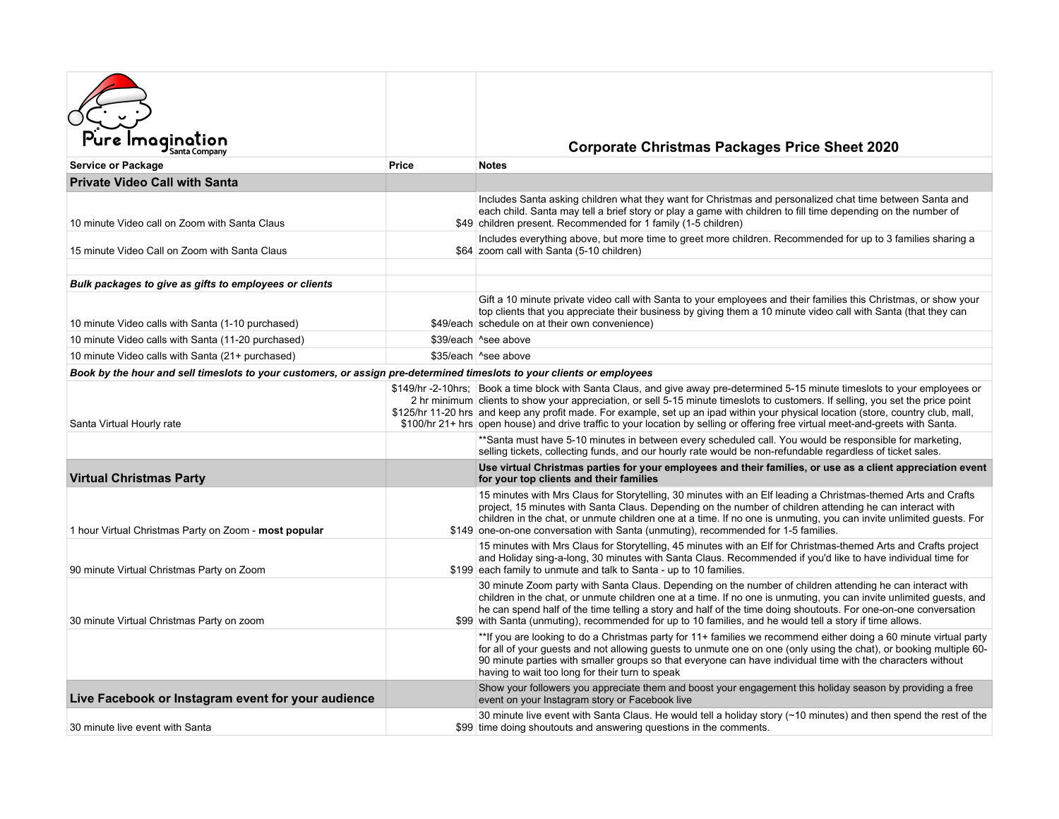Pure Imagination Santa Company

# Corporate Christmas Packages Price Sheet 2020

| Service or Package | Price | Notes |
| --- | --- | --- |
| **Private Video Call with Santa** | | |
| 10 minute Video call on Zoom with Santa Claus | $49 | Includes Santa asking children what they want for Christmas and personalized chat time between Santa and each child. Santa may tell a brief story or play a game with children to fill time depending on the number of children present. Recommended for 1 family (1-5 children) |
| 15 minute Video Call on Zoom with Santa Claus | $64 | Includes everything above, but more time to greet more children. Recommended for up to 3 families sharing a zoom call with Santa (5-10 children) |
| | | |
| ***Bulk packages to give as gifts to employees or clients*** | | |
| 10 minute Video calls with Santa (1-10 purchased) | $49/each | Gift a 10 minute private video call with Santa to your employees and their families this Christmas, or show your top clients that you appreciate their business by giving them a 10 minute video call with Santa (that they can schedule on at their own convenience) |
| 10 minute Video calls with Santa (11-20 purchased) | $39/each | ^see above |
| 10 minute Video calls with Santa (21+ purchased) | $35/each | ^see above |
| ***Book by the hour and sell timeslots to your customers, or assign pre-determined timeslots to your clients or employees*** | | |
| Santa Virtual Hourly rate | $149/hr -2-10hrs; 2 hr minimum $125/hr 11-20 hrs $100/hr 21+ hrs | Book a time block with Santa Claus, and give away pre-determined 5-15 minute timeslots to your employees or clients to show your appreciation, or sell 5-15 minute timeslots to customers. If selling, you set the price point and keep any profit made. For example, set up an ipad within your physical location (store, country club, mall, open house) and drive traffic to your location by selling or offering free virtual meet-and-greets with Santa. |
| | | **Santa must have 5-10 minutes in between every scheduled call. You would be responsible for marketing, selling tickets, collecting funds, and our hourly rate would be non-refundable regardless of ticket sales. |
| **Virtual Christmas Party** | | **Use virtual Christmas parties for your employees and their families, or use as a client appreciation event for your top clients and their families** |
| 1 hour Virtual Christmas Party on Zoom - **most popular** | $149 | 15 minutes with Mrs Claus for Storytelling, 30 minutes with an Elf leading a Christmas-themed Arts and Crafts project, 15 minutes with Santa Claus. Depending on the number of children attending he can interact with children in the chat, or unmute children one at a time. If no one is unmuting, you can invite unlimited guests. For one-on-one conversation with Santa (unmuting), recommended for 1-5 families. |
| 90 minute Virtual Christmas Party on Zoom | $199 | 15 minutes with Mrs Claus for Storytelling, 45 minutes with an Elf for Christmas-themed Arts and Crafts project and Holiday sing-a-long, 30 minutes with Santa Claus. Recommended if you'd like to have individual time for each family to unmute and talk to Santa - up to 10 families. |
| 30 minute Virtual Christmas Party on zoom | $99 | 30 minute Zoom party with Santa Claus. Depending on the number of children attending he can interact with children in the chat, or unmute children one at a time. If no one is unmuting, you can invite unlimited guests, and he can spend half of the time telling a story and half of the time doing shoutouts. For one-on-one conversation with Santa (unmuting), recommended for up to 10 families, and he would tell a story if time allows. |
| | | **If you are looking to do a Christmas party for 11+ families we recommend either doing a 60 minute virtual party for all of your guests and not allowing guests to unmute one on one (only using the chat), or booking multiple 60-90 minute parties with smaller groups so that everyone can have individual time with the characters without having to wait too long for their turn to speak |
| **Live Facebook or Instagram event for your audience** | | Show your followers you appreciate them and boost your engagement this holiday season by providing a free event on your Instagram story or Facebook live |
| 30 minute live event with Santa | $99 | 30 minute live event with Santa Claus. He would tell a holiday story (~10 minutes) and then spend the rest of the time doing shoutouts and answering questions in the comments. |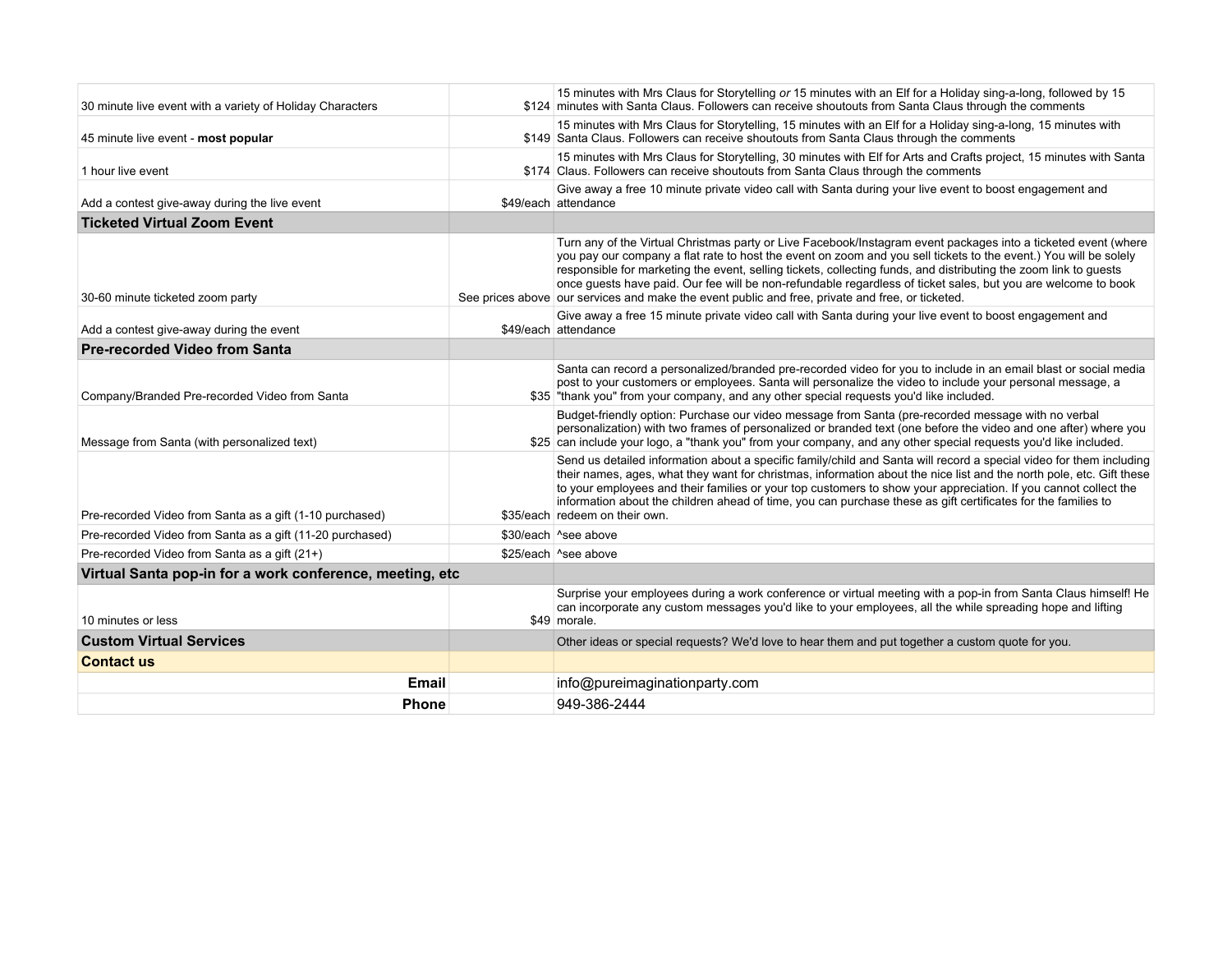| | | |
|---|---|---|
| 30 minute live event with a variety of Holiday Characters | $124 | 15 minutes with Mrs Claus for Storytelling *or* 15 minutes with an Elf for a Holiday sing-a-long, followed by 15 minutes with Santa Claus. Followers can receive shoutouts from Santa Claus through the comments |
| 45 minute live event - **most popular** | $149 | 15 minutes with Mrs Claus for Storytelling, 15 minutes with an Elf for a Holiday sing-a-long, 15 minutes with Santa Claus. Followers can receive shoutouts from Santa Claus through the comments |
| 1 hour live event | $174 | 15 minutes with Mrs Claus for Storytelling, 30 minutes with Elf for Arts and Crafts project, 15 minutes with Santa Claus. Followers can receive shoutouts from Santa Claus through the comments |
| Add a contest give-away during the live event | $49/each | Give away a free 10 minute private video call with Santa during your live event to boost engagement and attendance |
| **Ticketed Virtual Zoom Event** | | |
| 30-60 minute ticketed zoom party | See prices above | Turn any of the Virtual Christmas party or Live Facebook/Instagram event packages into a ticketed event (where you pay our company a flat rate to host the event on zoom and you sell tickets to the event.) You will be solely responsible for marketing the event, selling tickets, collecting funds, and distributing the zoom link to guests once guests have paid. Our fee will be non-refundable regardless of ticket sales, but you are welcome to book our services and make the event public and free, private and free, or ticketed. |
| Add a contest give-away during the event | $49/each | Give away a free 15 minute private video call with Santa during your live event to boost engagement and attendance |
| **Pre-recorded Video from Santa** | | |
| Company/Branded Pre-recorded Video from Santa | $35 | Santa can record a personalized/branded pre-recorded video for you to include in an email blast or social media post to your customers or employees. Santa will personalize the video to include your personal message, a "thank you" from your company, and any other special requests you'd like included. |
| Message from Santa (with personalized text) | $25 | Budget-friendly option: Purchase our video message from Santa (pre-recorded message with no verbal personalization) with two frames of personalized or branded text (one before the video and one after) where you can include your logo, a "thank you" from your company, and any other special requests you'd like included. |
| Pre-recorded Video from Santa as a gift (1-10 purchased) | $35/each | Send us detailed information about a specific family/child and Santa will record a special video for them including their names, ages, what they want for christmas, information about the nice list and the north pole, etc. Gift these to your employees and their families or your top customers to show your appreciation. If you cannot collect the information about the children ahead of time, you can purchase these as gift certificates for the families to redeem on their own. |
| Pre-recorded Video from Santa as a gift (11-20 purchased) | $30/each | ^see above |
| Pre-recorded Video from Santa as a gift (21+) | $25/each | ^see above |
| **Virtual Santa pop-in for a work conference, meeting, etc** | | |
| 10 minutes or less | $49 | Surprise your employees during a work conference or virtual meeting with a pop-in from Santa Claus himself! He can incorporate any custom messages you'd like to your employees, all the while spreading hope and lifting morale. |
| **Custom Virtual Services** | | Other ideas or special requests? We'd love to hear them and put together a custom quote for you. |
| **Contact us** | | |
| **Email** | | info@pureimaginationparty.com |
| **Phone** | | 949-386-2444 |